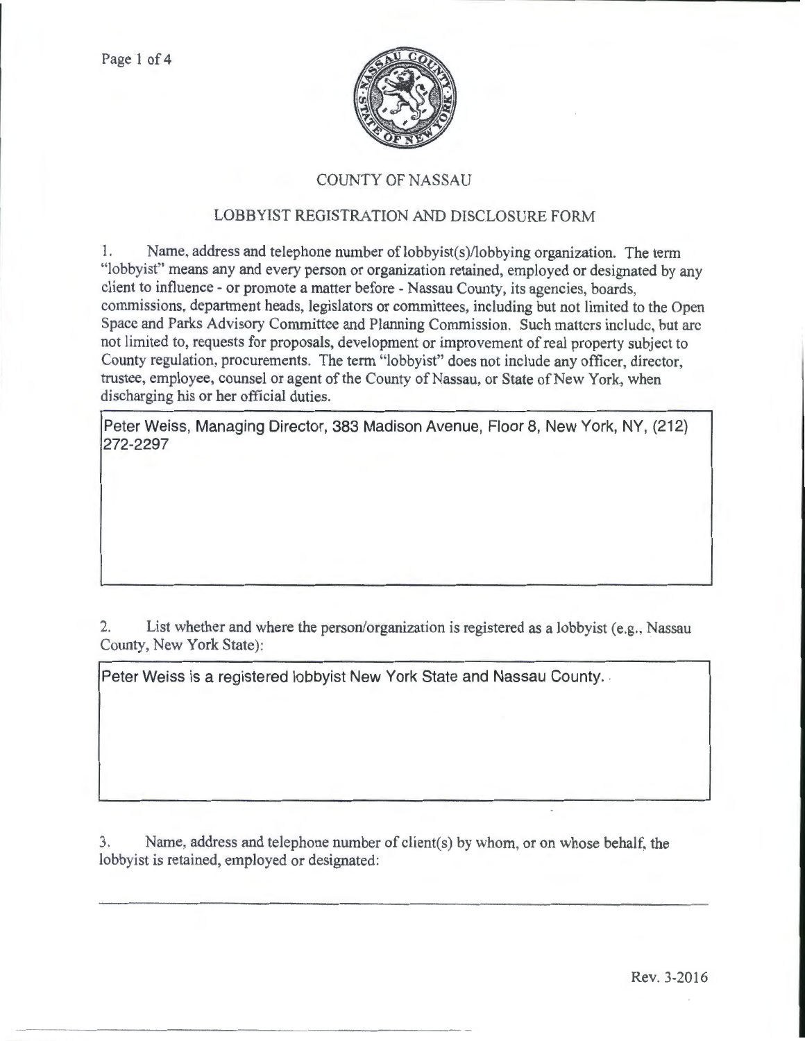# COUNTY OF NASSAU

## LOBBYIST REGISTRATION AND DISCLOSURE FORM

1. Name, address and telephone number of lobbyist(s)/lobbying organization. The term "lobbyist" means any and every person or organization retained, employed or designated by any client to influence - or promote a matter before - Nassau County, its agencies, boards, commissions, department heads, legislators or committees, including but not limited to the Open Space and Parks Advisory Committee and Planning Commission. Such matters include, but are not limited to, requests for proposals, development or improvement of real property subject to County regulation, procurements. The term "lobbyist" does not include any officer, director, trustee, employee, counsel or agent of the County of Nassau, or State of New York, when discharging his or her official duties.

Peter Weiss, Managing Director, 383 Madison Avenue, Floor 8, New York, NY, (212) 272-2297

2. List whether and where the person/organization is registered as a lobbyist (e.g., Nassau County, New York State):

Peter Weiss is a registered lobbyist New York State and Nassau County.

3. Name, address and telephone number of client(s) by whom, or on whose behalf, the lobbyist is retained, employed or designated:

Rev. 3-2016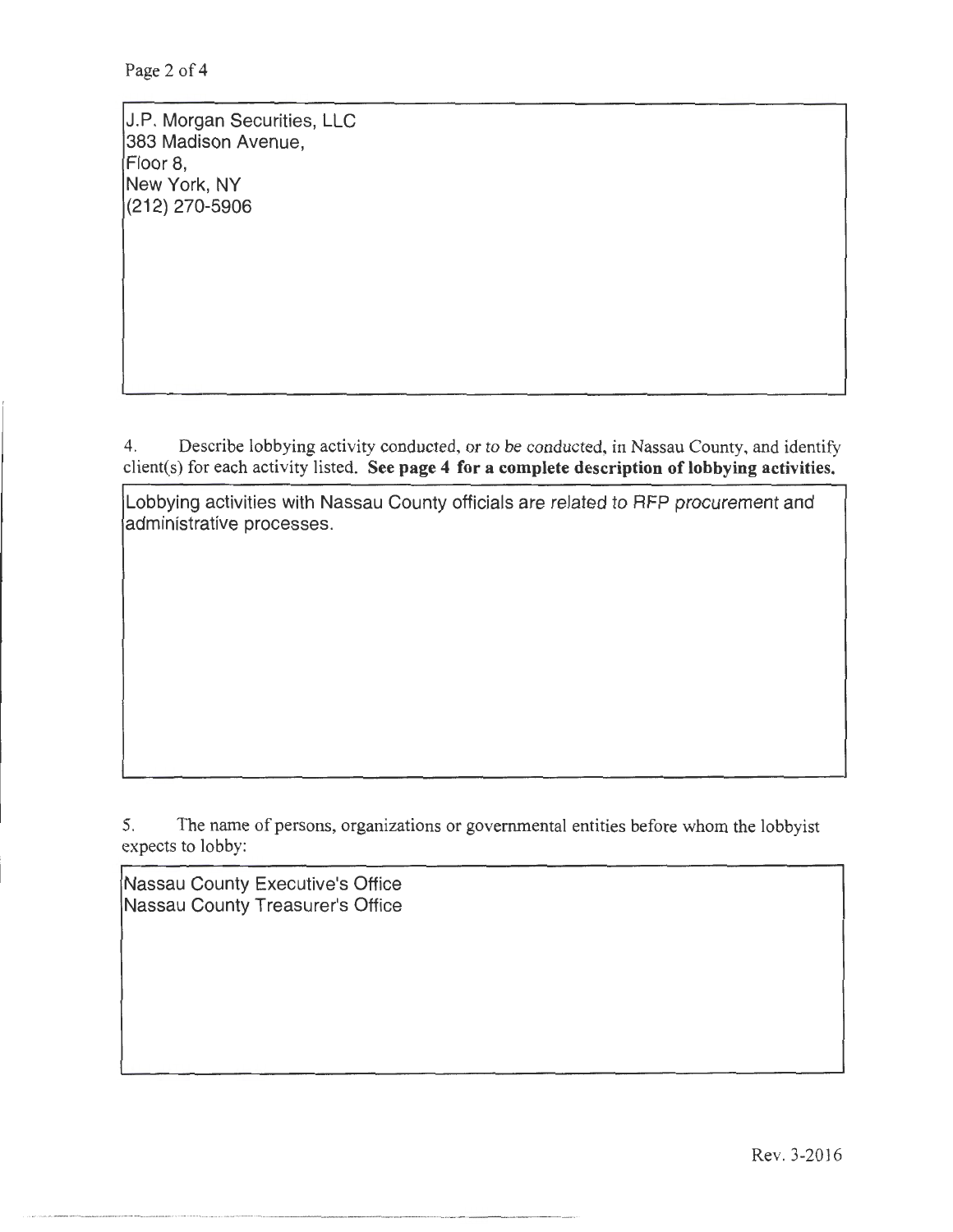J.P. Morgan Securities, LLC
383 Madison Avenue,
Floor 8,
New York, NY
(212) 270-5906

4. Describe lobbying activity conducted, or to be conducted, in Nassau County, and identify client(s) for each activity listed. **See page 4 for a complete description of lobbying activities.**

Lobbying activities with Nassau County officials are related to RFP procurement and administrative processes.

5. The name of persons, organizations or governmental entities before whom the lobbyist expects to lobby:

Nassau County Executive's Office
Nassau County Treasurer's Office

Rev. 3-2016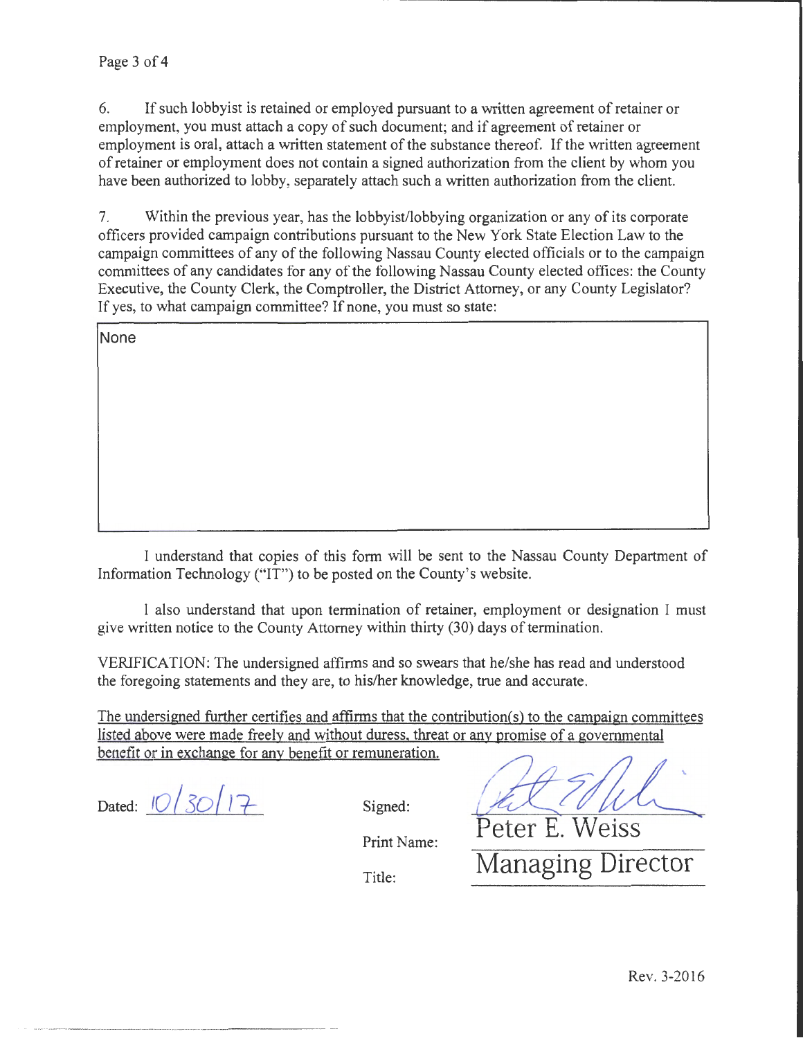6. If such lobbyist is retained or employed pursuant to a written agreement of retainer or employment, you must attach a copy of such document; and if agreement of retainer or employment is oral, attach a written statement of the substance thereof. If the written agreement of retainer or employment does not contain a signed authorization from the client by whom you have been authorized to lobby, separately attach such a written authorization from the client.

7. Within the previous year, has the lobbyist/lobbying organization or any of its corporate officers provided campaign contributions pursuant to the New York State Election Law to the campaign committees of any of the following Nassau County elected officials or to the campaign committees of any candidates for any of the following Nassau County elected offices: the County Executive, the County Clerk, the Comptroller, the District Attorney, or any County Legislator? If yes, to what campaign committee? If none, you must so state:

None

I understand that copies of this form will be sent to the Nassau County Department of Information Technology ("IT") to be posted on the County's website.

I also understand that upon termination of retainer, employment or designation I must give written notice to the County Attorney within thirty (30) days of termination.

VERIFICATION: The undersigned affirms and so swears that he/she has read and understood the foregoing statements and they are, to his/her knowledge, true and accurate.

The undersigned further certifies and affirms that the contribution(s) to the campaign committees listed above were made freely and without duress, threat or any promise of a governmental benefit or in exchange for any benefit or remuneration.

Dated: 10/30/17

Signed: [signature]

Print Name: Peter E. Weiss

Title: Managing Director

Rev. 3-2016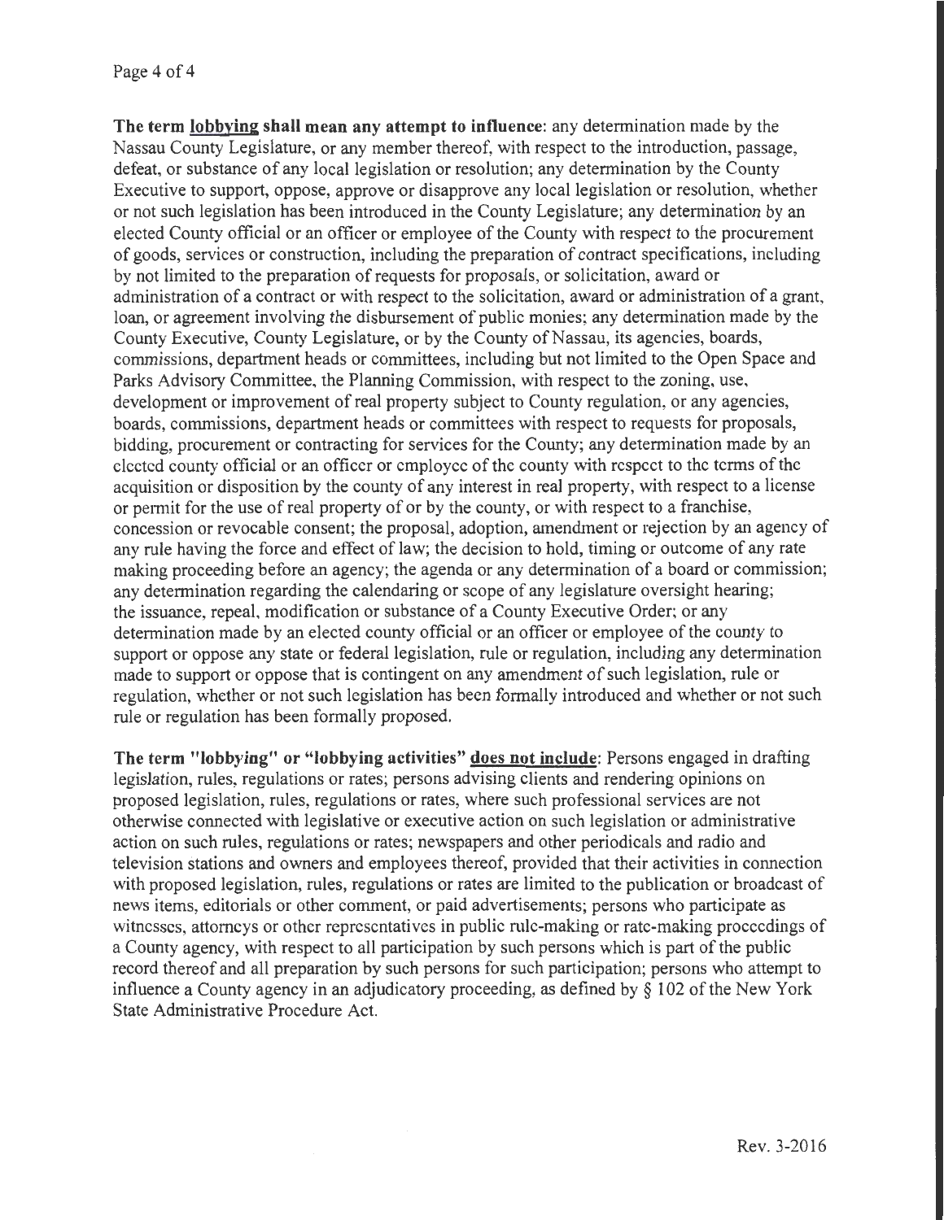**The term lobbying shall mean any attempt to influence**: any determination made by the Nassau County Legislature, or any member thereof, with respect to the introduction, passage, defeat, or substance of any local legislation or resolution; any determination by the County Executive to support, oppose, approve or disapprove any local legislation or resolution, whether or not such legislation has been introduced in the County Legislature; any determination by an elected County official or an officer or employee of the County with respect to the procurement of goods, services or construction, including the preparation of contract specifications, including by not limited to the preparation of requests for proposals, or solicitation, award or administration of a contract or with respect to the solicitation, award or administration of a grant, loan, or agreement involving the disbursement of public monies; any determination made by the County Executive, County Legislature, or by the County of Nassau, its agencies, boards, commissions, department heads or committees, including but not limited to the Open Space and Parks Advisory Committee, the Planning Commission, with respect to the zoning, use, development or improvement of real property subject to County regulation, or any agencies, boards, commissions, department heads or committees with respect to requests for proposals, bidding, procurement or contracting for services for the County; any determination made by an elected county official or an officer or employee of the county with respect to the terms of the acquisition or disposition by the county of any interest in real property, with respect to a license or permit for the use of real property of or by the county, or with respect to a franchise, concession or revocable consent; the proposal, adoption, amendment or rejection by an agency of any rule having the force and effect of law; the decision to hold, timing or outcome of any rate making proceeding before an agency; the agenda or any determination of a board or commission; any determination regarding the calendaring or scope of any legislature oversight hearing; the issuance, repeal, modification or substance of a County Executive Order; or any determination made by an elected county official or an officer or employee of the county to support or oppose any state or federal legislation, rule or regulation, including any determination made to support or oppose that is contingent on any amendment of such legislation, rule or regulation, whether or not such legislation has been formally introduced and whether or not such rule or regulation has been formally proposed.

**The term "lobbying" or "lobbying activities" does not include**: Persons engaged in drafting legislation, rules, regulations or rates; persons advising clients and rendering opinions on proposed legislation, rules, regulations or rates, where such professional services are not otherwise connected with legislative or executive action on such legislation or administrative action on such rules, regulations or rates; newspapers and other periodicals and radio and television stations and owners and employees thereof, provided that their activities in connection with proposed legislation, rules, regulations or rates are limited to the publication or broadcast of news items, editorials or other comment, or paid advertisements; persons who participate as witnesses, attorneys or other representatives in public rule-making or rate-making proceedings of a County agency, with respect to all participation by such persons which is part of the public record thereof and all preparation by such persons for such participation; persons who attempt to influence a County agency in an adjudicatory proceeding, as defined by § 102 of the New York State Administrative Procedure Act.

Rev. 3-2016